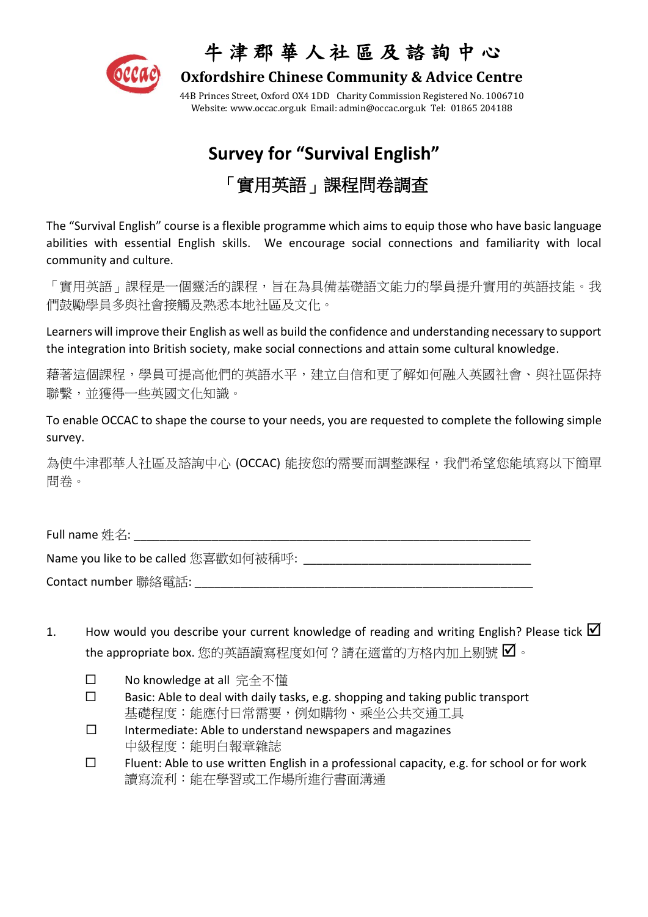# 牛津郡華人社區及諮詢中心

## Oxfordshire Chinese Community & Advice Centre

44B Princes Street, Oxford OX4 1DD Charity Commission Registered No. 1006710
Website: www.occac.org.uk Email: admin@occac.org.uk Tel: 01865 204188

# Survey for "Survival English"

# 「實用英語」課程問卷調查

The "Survival English" course is a flexible programme which aims to equip those who have basic language abilities with essential English skills. We encourage social connections and familiarity with local community and culture.

「實用英語」課程是一個靈活的課程，旨在為具備基礎語文能力的學員提升實用的英語技能。我們鼓勵學員多與社會接觸及熟悉本地社區及文化。

Learners will improve their English as well as build the confidence and understanding necessary to support the integration into British society, make social connections and attain some cultural knowledge.

藉著這個課程，學員可提高他們的英語水平，建立自信和更了解如何融入英國社會、與社區保持聯繫，並獲得一些英國文化知識。

To enable OCCAC to shape the course to your needs, you are requested to complete the following simple survey.

為使牛津郡華人社區及諮詢中心 (OCCAC) 能按您的需要而調整課程，我們希望您能填寫以下簡單問卷。

Full name 姓名: ___________________________________________________________

Name you like to be called 您喜歡如何被稱呼: ___________________________________

Contact number 聯絡電話: ___________________________________________________

1. How would you describe your current knowledge of reading and writing English? Please tick ☑ the appropriate box. 您的英語讀寫程度如何？請在適當的方格內加上剔號 ☑。

   - ☐ No knowledge at all 完全不懂
   - ☐ Basic: Able to deal with daily tasks, e.g. shopping and taking public transport
     基礎程度：能應付日常需要，例如購物、乘坐公共交通工具
   - ☐ Intermediate: Able to understand newspapers and magazines
     中級程度：能明白報章雜誌
   - ☐ Fluent: Able to use written English in a professional capacity, e.g. for school or for work
     讀寫流利：能在學習或工作場所進行書面溝通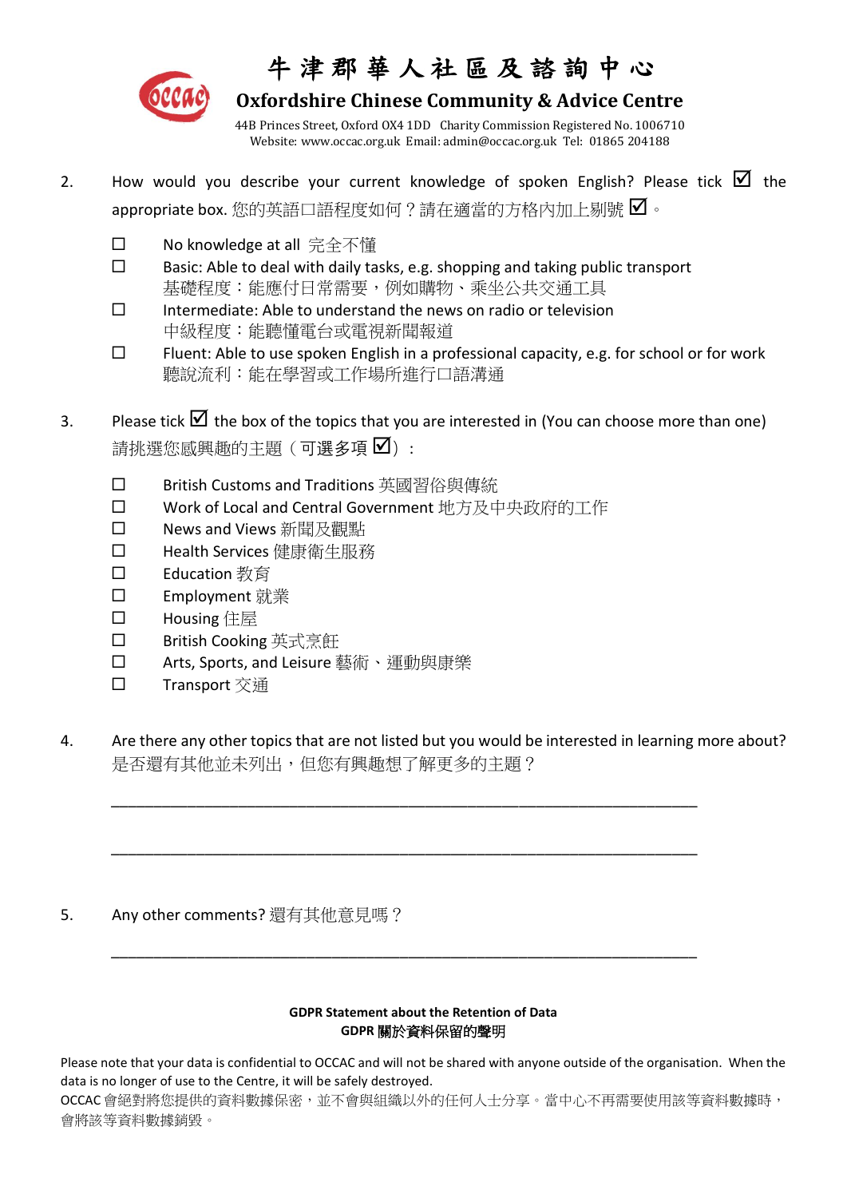# 牛津郡華人社區及諮詢中心

## Oxfordshire Chinese Community & Advice Centre

44B Princes Street, Oxford OX4 1DD  Charity Commission Registered No. 1006710
Website: www.occac.org.uk  Email: admin@occac.org.uk  Tel: 01865 204188

2. How would you describe your current knowledge of spoken English? Please tick ☑ the appropriate box. 您的英語口語程度如何？請在適當的方格內加上剔號 ☑。

- ☐ No knowledge at all 完全不懂
- ☐ Basic: Able to deal with daily tasks, e.g. shopping and taking public transport
  基礎程度：能應付日常需要，例如購物、乘坐公共交通工具
- ☐ Intermediate: Able to understand the news on radio or television
  中級程度：能聽懂電台或電視新聞報道
- ☐ Fluent: Able to use spoken English in a professional capacity, e.g. for school or for work
  聽說流利：能在學習或工作場所進行口語溝通

3. Please tick ☑ the box of the topics that you are interested in (You can choose more than one)
請挑選您感興趣的主題（可選多項 ☑）：

- ☐ British Customs and Traditions 英國習俗與傳統
- ☐ Work of Local and Central Government 地方及中央政府的工作
- ☐ News and Views 新聞及觀點
- ☐ Health Services 健康衛生服務
- ☐ Education 教育
- ☐ Employment 就業
- ☐ Housing 住屋
- ☐ British Cooking 英式烹飪
- ☐ Arts, Sports, and Leisure 藝術、運動與康樂
- ☐ Transport 交通

4. Are there any other topics that are not listed but you would be interested in learning more about?
是否還有其他並未列出，但您有興趣想了解更多的主題？

___________________________________________________________________

___________________________________________________________________

5. Any other comments? 還有其他意見嗎？

___________________________________________________________________

**GDPR Statement about the Retention of Data**
**GDPR 關於資料保留的聲明**

Please note that your data is confidential to OCCAC and will not be shared with anyone outside of the organisation. When the data is no longer of use to the Centre, it will be safely destroyed.
OCCAC 會絕對將您提供的資料數據保密，並不會與組織以外的任何人士分享。當中心不再需要使用該等資料數據時，會將該等資料數據銷毀。